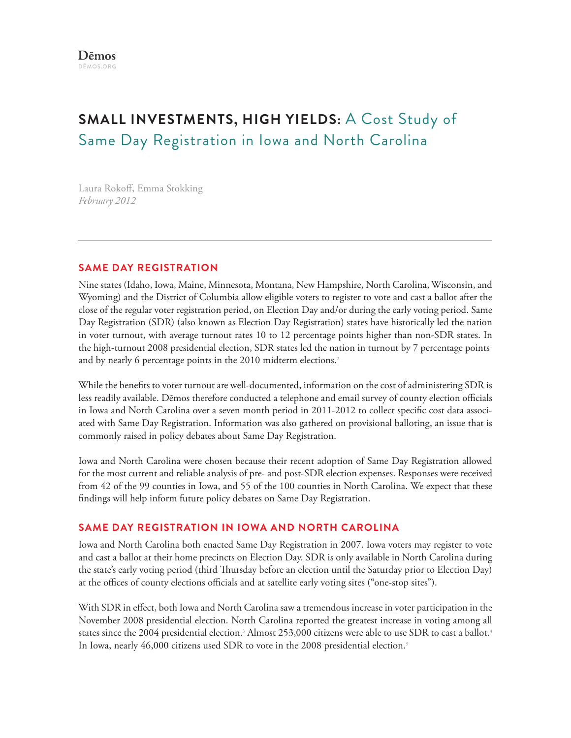Dēmos
DĒMOS.ORG

# SMALL INVESTMENTS, HIGH YIELDS: A Cost Study of Same Day Registration in Iowa and North Carolina

Laura Rokoff, Emma Stokking
*February 2012*

---

## SAME DAY REGISTRATION

Nine states (Idaho, Iowa, Maine, Minnesota, Montana, New Hampshire, North Carolina, Wisconsin, and Wyoming) and the District of Columbia allow eligible voters to register to vote and cast a ballot after the close of the regular voter registration period, on Election Day and/or during the early voting period. Same Day Registration (SDR) (also known as Election Day Registration) states have historically led the nation in voter turnout, with average turnout rates 10 to 12 percentage points higher than non-SDR states. In the high-turnout 2008 presidential election, SDR states led the nation in turnout by 7 percentage points[1] and by nearly 6 percentage points in the 2010 midterm elections.[2]

While the benefits to voter turnout are well-documented, information on the cost of administering SDR is less readily available. Dēmos therefore conducted a telephone and email survey of county election officials in Iowa and North Carolina over a seven month period in 2011-2012 to collect specific cost data associated with Same Day Registration. Information was also gathered on provisional balloting, an issue that is commonly raised in policy debates about Same Day Registration.

Iowa and North Carolina were chosen because their recent adoption of Same Day Registration allowed for the most current and reliable analysis of pre- and post-SDR election expenses. Responses were received from 42 of the 99 counties in Iowa, and 55 of the 100 counties in North Carolina. We expect that these findings will help inform future policy debates on Same Day Registration.

## SAME DAY REGISTRATION IN IOWA AND NORTH CAROLINA

Iowa and North Carolina both enacted Same Day Registration in 2007. Iowa voters may register to vote and cast a ballot at their home precincts on Election Day. SDR is only available in North Carolina during the state's early voting period (third Thursday before an election until the Saturday prior to Election Day) at the offices of county elections officials and at satellite early voting sites ("one-stop sites").

With SDR in effect, both Iowa and North Carolina saw a tremendous increase in voter participation in the November 2008 presidential election. North Carolina reported the greatest increase in voting among all states since the 2004 presidential election.[3] Almost 253,000 citizens were able to use SDR to cast a ballot.[4] In Iowa, nearly 46,000 citizens used SDR to vote in the 2008 presidential election.[5]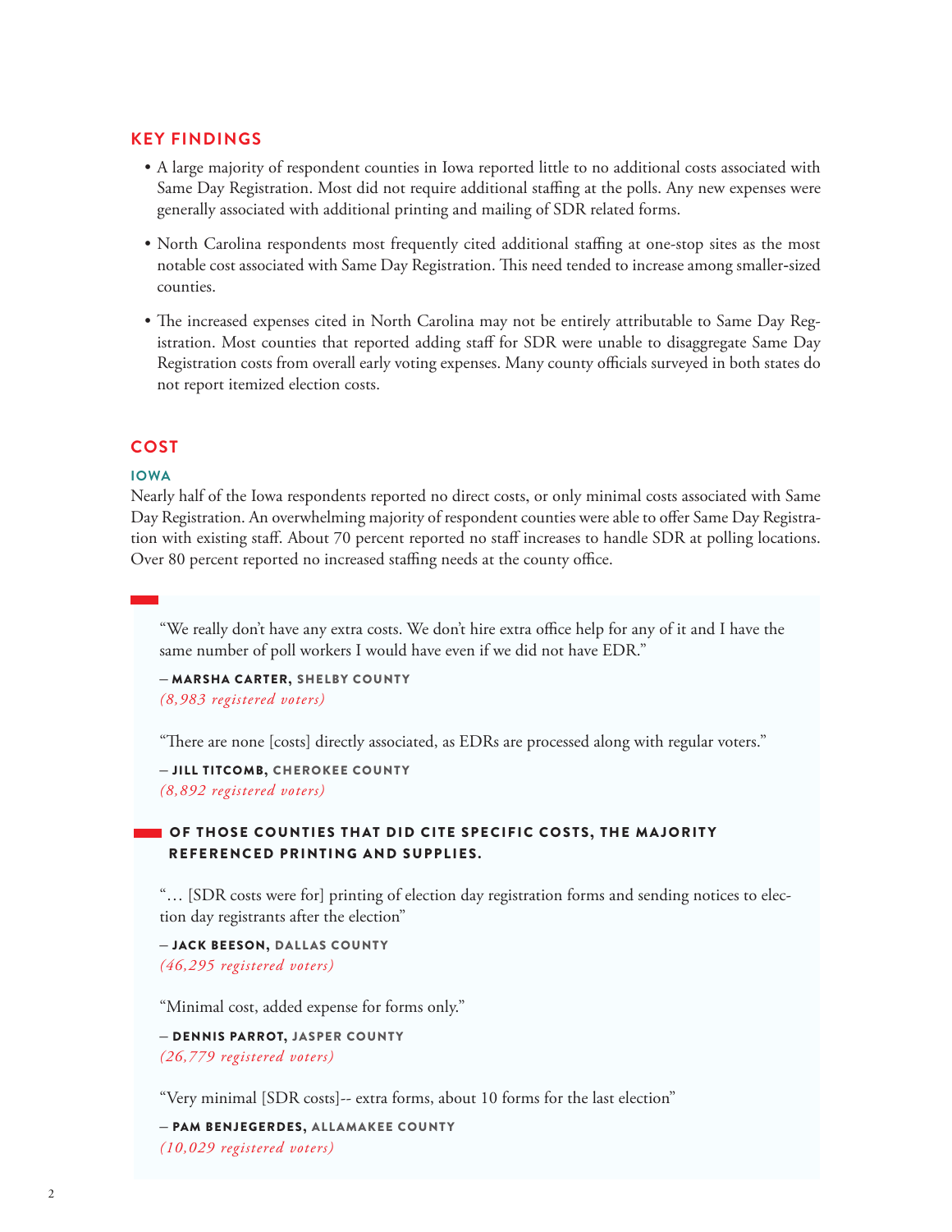## KEY FINDINGS

- A large majority of respondent counties in Iowa reported little to no additional costs associated with Same Day Registration. Most did not require additional staffing at the polls. Any new expenses were generally associated with additional printing and mailing of SDR related forms.

- North Carolina respondents most frequently cited additional staffing at one-stop sites as the most notable cost associated with Same Day Registration. This need tended to increase among smaller-sized counties.

- The increased expenses cited in North Carolina may not be entirely attributable to Same Day Registration. Most counties that reported adding staff for SDR were unable to disaggregate Same Day Registration costs from overall early voting expenses. Many county officials surveyed in both states do not report itemized election costs.

## COST

### IOWA

Nearly half of the Iowa respondents reported no direct costs, or only minimal costs associated with Same Day Registration. An overwhelming majority of respondent counties were able to offer Same Day Registration with existing staff. About 70 percent reported no staff increases to handle SDR at polling locations. Over 80 percent reported no increased staffing needs at the county office.

"We really don't have any extra costs. We don't hire extra office help for any of it and I have the same number of poll workers I would have even if we did not have EDR."

– **MARSHA CARTER,** SHELBY COUNTY
*(8,983 registered voters)*

"There are none [costs] directly associated, as EDRs are processed along with regular voters."

– **JILL TITCOMB,** CHEROKEE COUNTY
*(8,892 registered voters)*

**OF THOSE COUNTIES THAT DID CITE SPECIFIC COSTS, THE MAJORITY REFERENCED PRINTING AND SUPPLIES.**

"… [SDR costs were for] printing of election day registration forms and sending notices to election day registrants after the election"

– **JACK BEESON,** DALLAS COUNTY
*(46,295 registered voters)*

"Minimal cost, added expense for forms only."

– **DENNIS PARROT,** JASPER COUNTY
*(26,779 registered voters)*

"Very minimal [SDR costs]-- extra forms, about 10 forms for the last election"

– **PAM BENJEGERDES,** ALLAMAKEE COUNTY
*(10,029 registered voters)*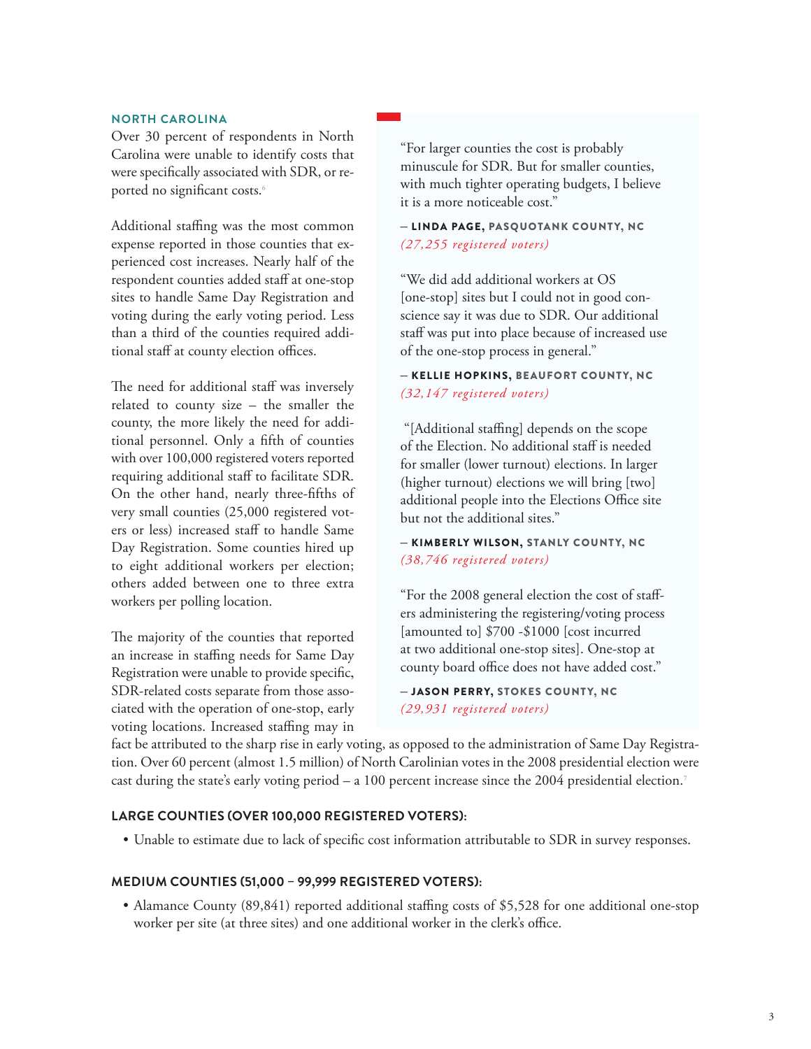## NORTH CAROLINA

Over 30 percent of respondents in North Carolina were unable to identify costs that were specifically associated with SDR, or reported no significant costs.[6]

Additional staffing was the most common expense reported in those counties that experienced cost increases. Nearly half of the respondent counties added staff at one-stop sites to handle Same Day Registration and voting during the early voting period. Less than a third of the counties required additional staff at county election offices.

The need for additional staff was inversely related to county size – the smaller the county, the more likely the need for additional personnel. Only a fifth of counties with over 100,000 registered voters reported requiring additional staff to facilitate SDR. On the other hand, nearly three-fifths of very small counties (25,000 registered voters or less) increased staff to handle Same Day Registration. Some counties hired up to eight additional workers per election; others added between one to three extra workers per polling location.

The majority of the counties that reported an increase in staffing needs for Same Day Registration were unable to provide specific, SDR-related costs separate from those associated with the operation of one-stop, early voting locations. Increased staffing may in fact be attributed to the sharp rise in early voting, as opposed to the administration of Same Day Registration. Over 60 percent (almost 1.5 million) of North Carolinian votes in the 2008 presidential election were cast during the state's early voting period – a 100 percent increase since the 2004 presidential election.[7]

> "For larger counties the cost is probably minuscule for SDR. But for smaller counties, with much tighter operating budgets, I believe it is a more noticeable cost."
>
> – **LINDA PAGE, PASQUOTANK COUNTY, NC** *(27,255 registered voters)*

> "We did add additional workers at OS [one-stop] sites but I could not in good conscience say it was due to SDR. Our additional staff was put into place because of increased use of the one-stop process in general."
>
> – **KELLIE HOPKINS, BEAUFORT COUNTY, NC** *(32,147 registered voters)*

> "[Additional staffing] depends on the scope of the Election. No additional staff is needed for smaller (lower turnout) elections. In larger (higher turnout) elections we will bring [two] additional people into the Elections Office site but not the additional sites."
>
> – **KIMBERLY WILSON, STANLY COUNTY, NC** *(38,746 registered voters)*

> "For the 2008 general election the cost of staffers administering the registering/voting process [amounted to] $700 -$1000 [cost incurred at two additional one-stop sites]. One-stop at county board office does not have added cost."
>
> – **JASON PERRY, STOKES COUNTY, NC** *(29,931 registered voters)*

### LARGE COUNTIES (OVER 100,000 REGISTERED VOTERS):

- Unable to estimate due to lack of specific cost information attributable to SDR in survey responses.

### MEDIUM COUNTIES (51,000 – 99,999 REGISTERED VOTERS):

- Alamance County (89,841) reported additional staffing costs of $5,528 for one additional one-stop worker per site (at three sites) and one additional worker in the clerk's office.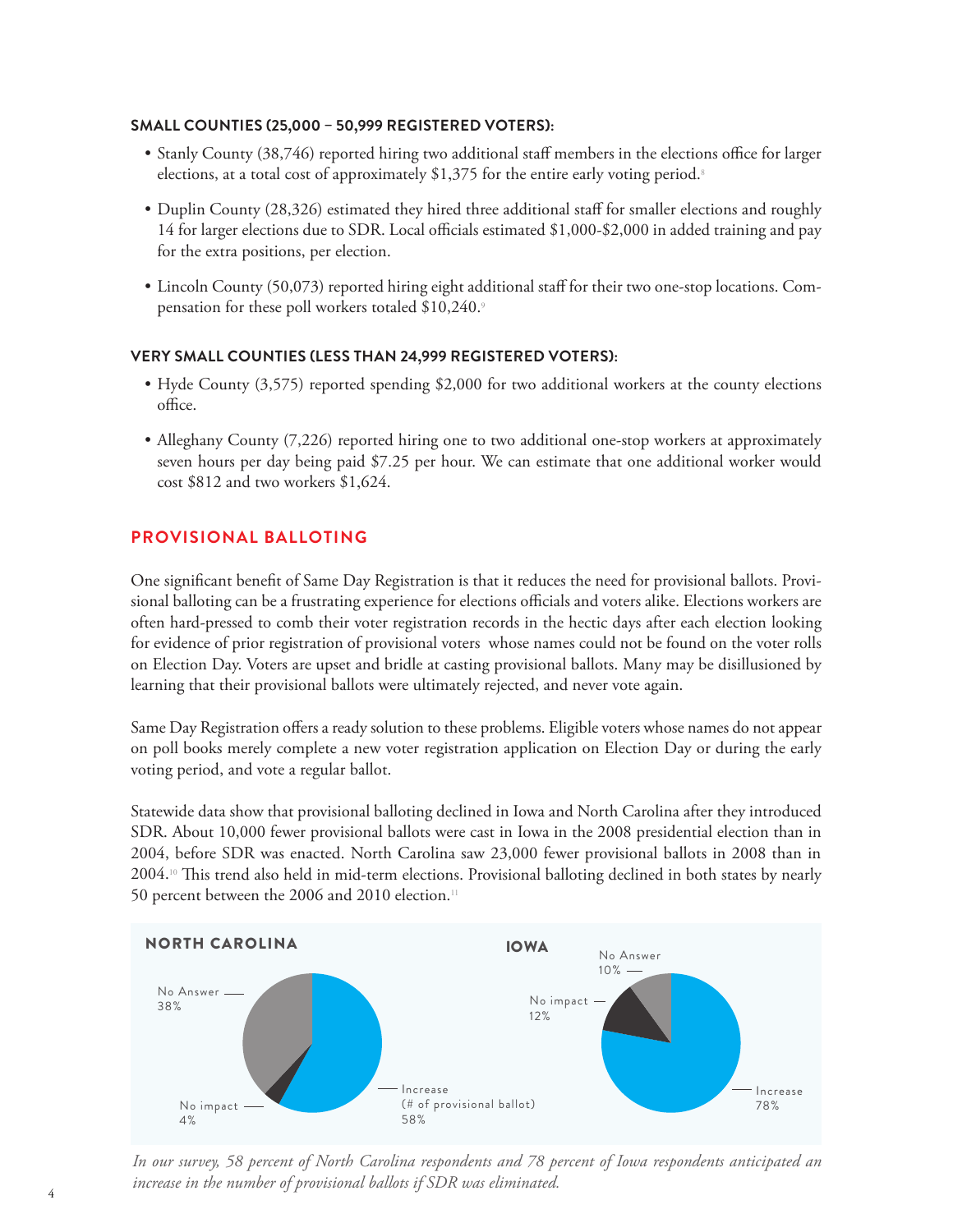**SMALL COUNTIES (25,000 – 50,999 REGISTERED VOTERS):**

- Stanly County (38,746) reported hiring two additional staff members in the elections office for larger elections, at a total cost of approximately $1,375 for the entire early voting period.[8]
- Duplin County (28,326) estimated they hired three additional staff for smaller elections and roughly 14 for larger elections due to SDR. Local officials estimated $1,000-$2,000 in added training and pay for the extra positions, per election.
- Lincoln County (50,073) reported hiring eight additional staff for their two one-stop locations. Compensation for these poll workers totaled $10,240.[9]

**VERY SMALL COUNTIES (LESS THAN 24,999 REGISTERED VOTERS):**

- Hyde County (3,575) reported spending $2,000 for two additional workers at the county elections office.
- Alleghany County (7,226) reported hiring one to two additional one-stop workers at approximately seven hours per day being paid $7.25 per hour. We can estimate that one additional worker would cost $812 and two workers $1,624.

## PROVISIONAL BALLOTING

One significant benefit of Same Day Registration is that it reduces the need for provisional ballots. Provisional balloting can be a frustrating experience for elections officials and voters alike. Elections workers are often hard-pressed to comb their voter registration records in the hectic days after each election looking for evidence of prior registration of provisional voters whose names could not be found on the voter rolls on Election Day. Voters are upset and bridle at casting provisional ballots. Many may be disillusioned by learning that their provisional ballots were ultimately rejected, and never vote again.

Same Day Registration offers a ready solution to these problems. Eligible voters whose names do not appear on poll books merely complete a new voter registration application on Election Day or during the early voting period, and vote a regular ballot.

Statewide data show that provisional balloting declined in Iowa and North Carolina after they introduced SDR. About 10,000 fewer provisional ballots were cast in Iowa in the 2008 presidential election than in 2004, before SDR was enacted. North Carolina saw 23,000 fewer provisional ballots in 2008 than in 2004.[10] This trend also held in mid-term elections. Provisional balloting declined in both states by nearly 50 percent between the 2006 and 2010 election.[11]

**NORTH CAROLINA**

- No Answer 38%
- No impact 4%
- Increase (# of provisional ballot) 58%

**IOWA**

- No Answer 10%
- No impact 12%
- Increase 78%

*In our survey, 58 percent of North Carolina respondents and 78 percent of Iowa respondents anticipated an increase in the number of provisional ballots if SDR was eliminated.*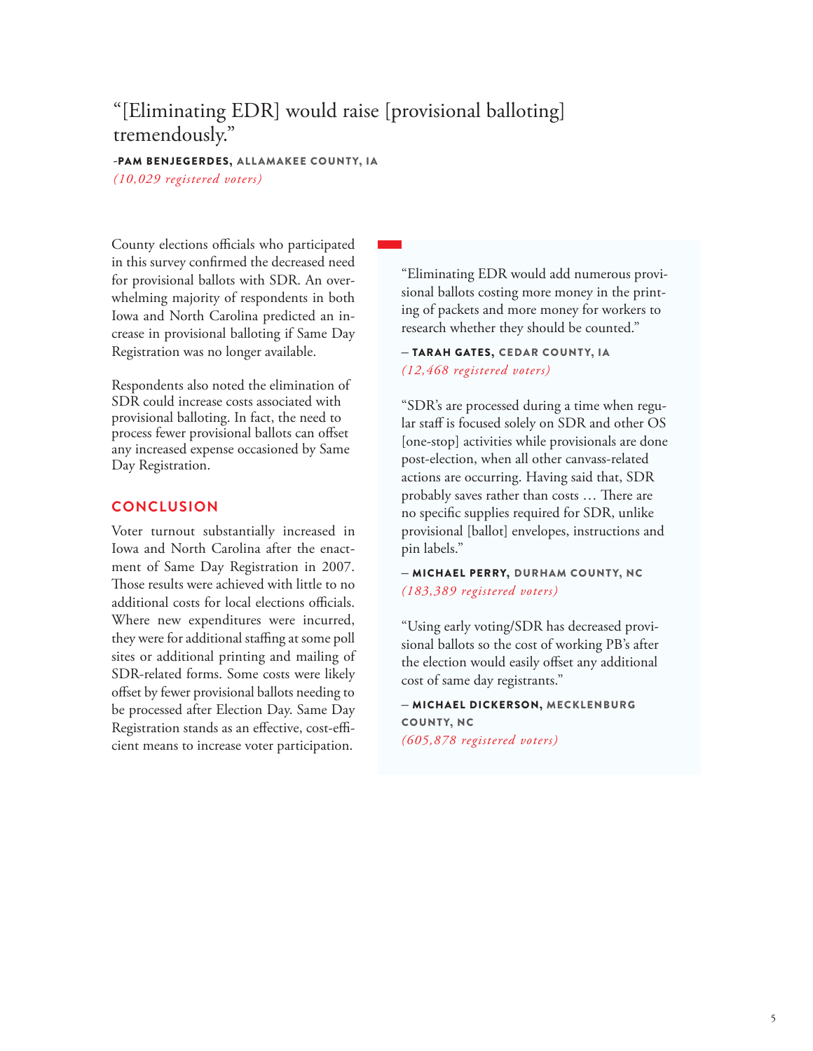> "[Eliminating EDR] would raise [provisional balloting] tremendously."
>
> -**PAM BENJEGERDES,** ALLAMAKEE COUNTY, IA
> *(10,029 registered voters)*

County elections officials who participated in this survey confirmed the decreased need for provisional ballots with SDR. An overwhelming majority of respondents in both Iowa and North Carolina predicted an increase in provisional balloting if Same Day Registration was no longer available.

Respondents also noted the elimination of SDR could increase costs associated with provisional balloting. In fact, the need to process fewer provisional ballots can offset any increased expense occasioned by Same Day Registration.

## CONCLUSION

Voter turnout substantially increased in Iowa and North Carolina after the enactment of Same Day Registration in 2007. Those results were achieved with little to no additional costs for local elections officials. Where new expenditures were incurred, they were for additional staffing at some poll sites or additional printing and mailing of SDR-related forms. Some costs were likely offset by fewer provisional ballots needing to be processed after Election Day. Same Day Registration stands as an effective, cost-efficient means to increase voter participation.

> "Eliminating EDR would add numerous provisional ballots costing more money in the printing of packets and more money for workers to research whether they should be counted."
>
> – **TARAH GATES,** CEDAR COUNTY, IA
> *(12,468 registered voters)*

> "SDR's are processed during a time when regular staff is focused solely on SDR and other OS [one-stop] activities while provisionals are done post-election, when all other canvass-related actions are occurring. Having said that, SDR probably saves rather than costs … There are no specific supplies required for SDR, unlike provisional [ballot] envelopes, instructions and pin labels."
>
> – **MICHAEL PERRY,** DURHAM COUNTY, NC
> *(183,389 registered voters)*

> "Using early voting/SDR has decreased provisional ballots so the cost of working PB's after the election would easily offset any additional cost of same day registrants."
>
> – **MICHAEL DICKERSON,** MECKLENBURG COUNTY, NC
> *(605,878 registered voters)*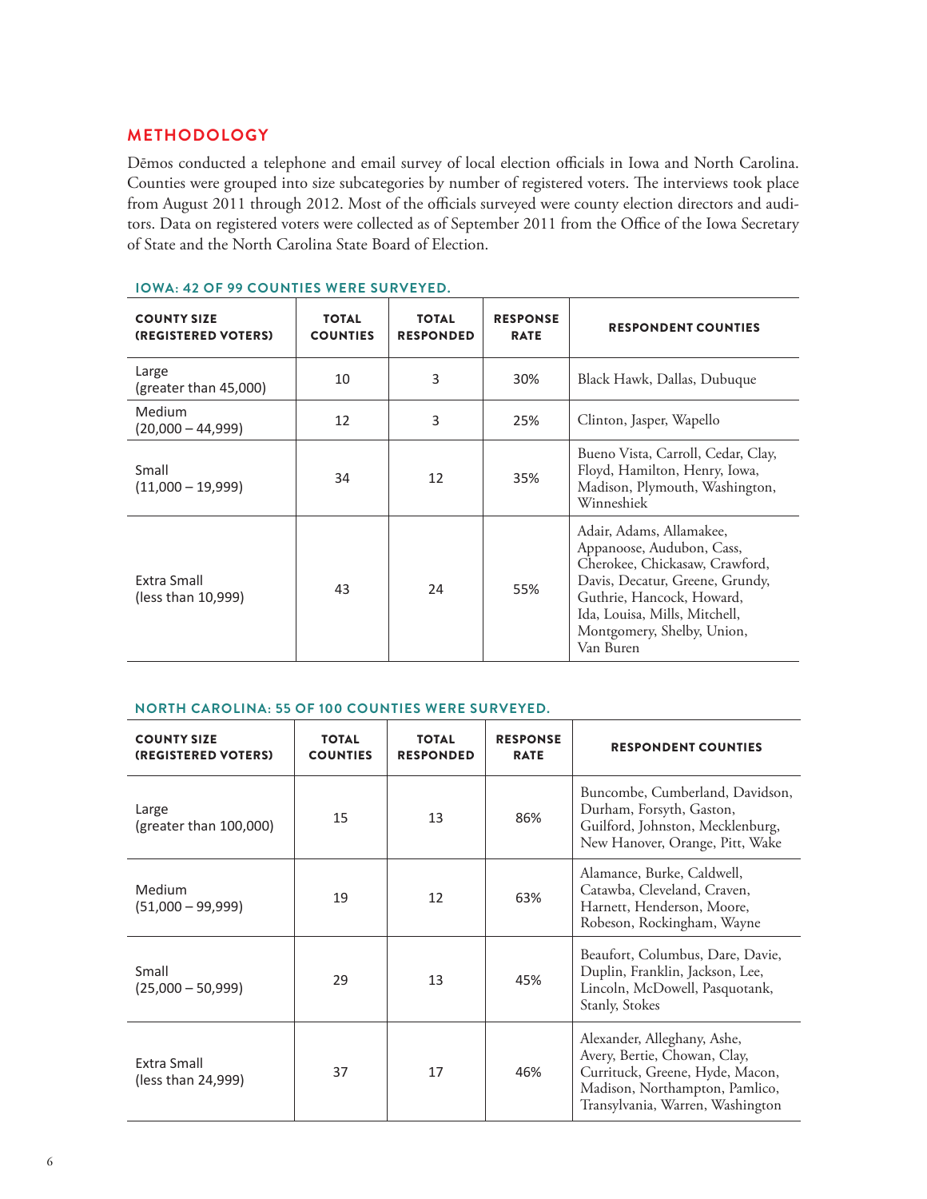## METHODOLOGY

Dēmos conducted a telephone and email survey of local election officials in Iowa and North Carolina. Counties were grouped into size subcategories by number of registered voters. The interviews took place from August 2011 through 2012. Most of the officials surveyed were county election directors and auditors. Data on registered voters were collected as of September 2011 from the Office of the Iowa Secretary of State and the North Carolina State Board of Election.

### IOWA: 42 OF 99 COUNTIES WERE SURVEYED.

| COUNTY SIZE (REGISTERED VOTERS) | TOTAL COUNTIES | TOTAL RESPONDED | RESPONSE RATE | RESPONDENT COUNTIES |
|---|---|---|---|---|
| Large (greater than 45,000) | 10 | 3 | 30% | Black Hawk, Dallas, Dubuque |
| Medium (20,000 – 44,999) | 12 | 3 | 25% | Clinton, Jasper, Wapello |
| Small (11,000 – 19,999) | 34 | 12 | 35% | Bueno Vista, Carroll, Cedar, Clay, Floyd, Hamilton, Henry, Iowa, Madison, Plymouth, Washington, Winneshiek |
| Extra Small (less than 10,999) | 43 | 24 | 55% | Adair, Adams, Allamakee, Appanoose, Audubon, Cass, Cherokee, Chickasaw, Crawford, Davis, Decatur, Greene, Grundy, Guthrie, Hancock, Howard, Ida, Louisa, Mills, Mitchell, Montgomery, Shelby, Union, Van Buren |

### NORTH CAROLINA: 55 OF 100 COUNTIES WERE SURVEYED.

| COUNTY SIZE (REGISTERED VOTERS) | TOTAL COUNTIES | TOTAL RESPONDED | RESPONSE RATE | RESPONDENT COUNTIES |
|---|---|---|---|---|
| Large (greater than 100,000) | 15 | 13 | 86% | Buncombe, Cumberland, Davidson, Durham, Forsyth, Gaston, Guilford, Johnston, Mecklenburg, New Hanover, Orange, Pitt, Wake |
| Medium (51,000 – 99,999) | 19 | 12 | 63% | Alamance, Burke, Caldwell, Catawba, Cleveland, Craven, Harnett, Henderson, Moore, Robeson, Rockingham, Wayne |
| Small (25,000 – 50,999) | 29 | 13 | 45% | Beaufort, Columbus, Dare, Davie, Duplin, Franklin, Jackson, Lee, Lincoln, McDowell, Pasquotank, Stanly, Stokes |
| Extra Small (less than 24,999) | 37 | 17 | 46% | Alexander, Alleghany, Ashe, Avery, Bertie, Chowan, Clay, Currituck, Greene, Hyde, Macon, Madison, Northampton, Pamlico, Transylvania, Warren, Washington |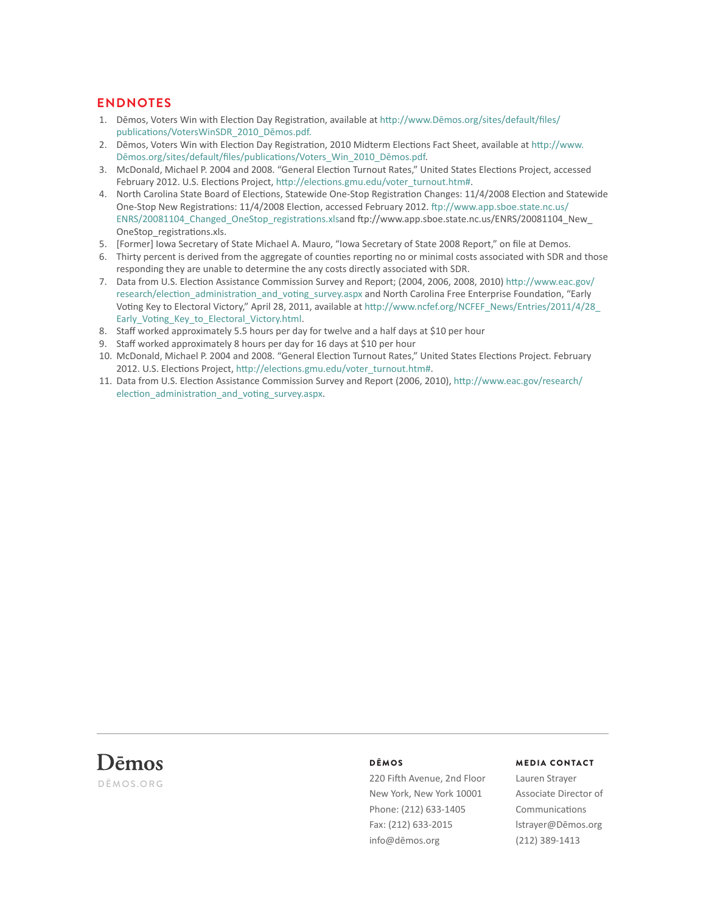## ENDNOTES

1. Dēmos, Voters Win with Election Day Registration, available at http://www.Dēmos.org/sites/default/files/publications/VotersWinSDR_2010_Dēmos.pdf.
2. Dēmos, Voters Win with Election Day Registration, 2010 Midterm Elections Fact Sheet, available at http://www.Dēmos.org/sites/default/files/publications/Voters_Win_2010_Dēmos.pdf.
3. McDonald, Michael P. 2004 and 2008. "General Election Turnout Rates," United States Elections Project, accessed February 2012. U.S. Elections Project, http://elections.gmu.edu/voter_turnout.htm#.
4. North Carolina State Board of Elections, Statewide One-Stop Registration Changes: 11/4/2008 Election and Statewide One-Stop New Registrations: 11/4/2008 Election, accessed February 2012. ftp://www.app.sboe.state.nc.us/ENRS/20081104_Changed_OneStop_registrations.xlsand ftp://www.app.sboe.state.nc.us/ENRS/20081104_New_OneStop_registrations.xls.
5. [Former] Iowa Secretary of State Michael A. Mauro, "Iowa Secretary of State 2008 Report," on file at Demos.
6. Thirty percent is derived from the aggregate of counties reporting no or minimal costs associated with SDR and those responding they are unable to determine the any costs directly associated with SDR.
7. Data from U.S. Election Assistance Commission Survey and Report; (2004, 2006, 2008, 2010) http://www.eac.gov/research/election_administration_and_voting_survey.aspx and North Carolina Free Enterprise Foundation, "Early Voting Key to Electoral Victory," April 28, 2011, available at http://www.ncfef.org/NCFEF_News/Entries/2011/4/28_Early_Voting_Key_to_Electoral_Victory.html.
8. Staff worked approximately 5.5 hours per day for twelve and a half days at $10 per hour
9. Staff worked approximately 8 hours per day for 16 days at $10 per hour
10. McDonald, Michael P. 2004 and 2008. "General Election Turnout Rates," United States Elections Project. February 2012. U.S. Elections Project, http://elections.gmu.edu/voter_turnout.htm#.
11. Data from U.S. Election Assistance Commission Survey and Report (2006, 2010), http://www.eac.gov/research/election_administration_and_voting_survey.aspx.

Dēmos

DĒMOS.ORG

**DĒMOS**

220 Fifth Avenue, 2nd Floor
New York, New York 10001
Phone: (212) 633-1405
Fax: (212) 633-2015
info@dēmos.org

**MEDIA CONTACT**

Lauren Strayer
Associate Director of Communications
lstrayer@Dēmos.org
(212) 389-1413